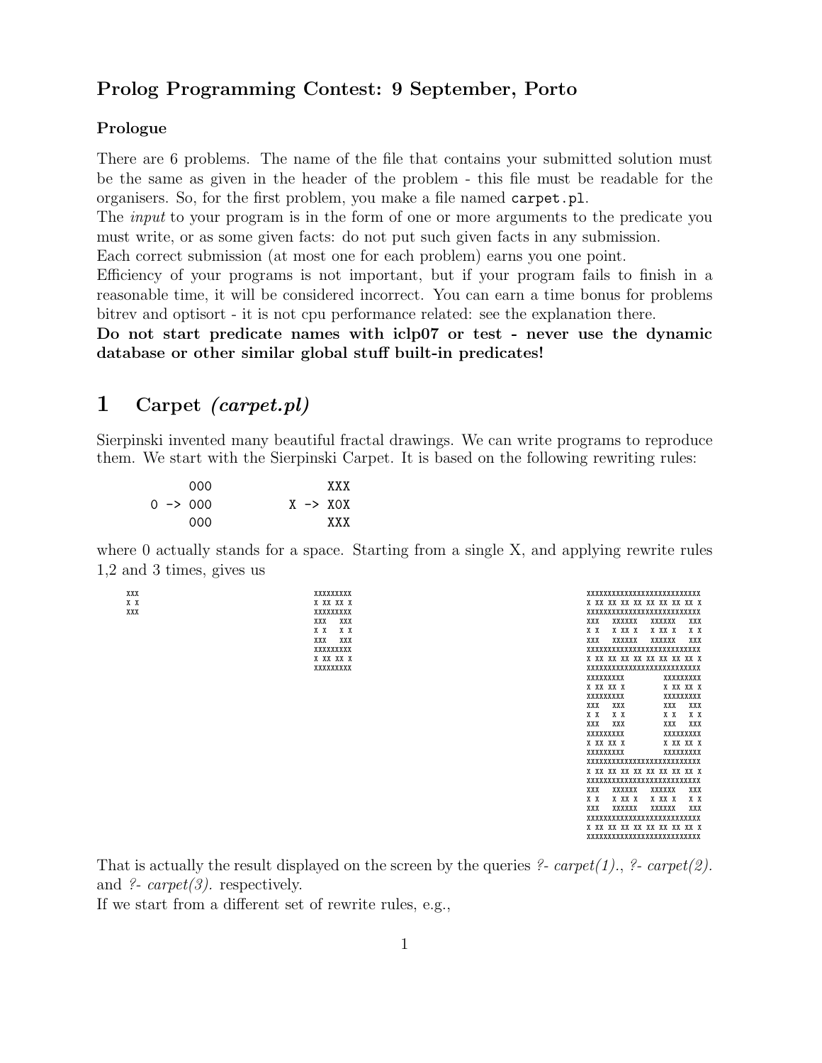## Prolog Programming Contest: 9 September, Porto

### Prologue

There are 6 problems. The name of the file that contains your submitted solution must be the same as given in the header of the problem - this file must be readable for the organisers. So, for the first problem, you make a file named `carpet.pl`.

The *input* to your program is in the form of one or more arguments to the predicate you must write, or as some given facts: do not put such given facts in any submission.

Each correct submission (at most one for each problem) earns you one point.

Efficiency of your programs is not important, but if your program fails to finish in a reasonable time, it will be considered incorrect. You can earn a time bonus for problems bitrev and optisort - it is not cpu performance related: see the explanation there.

**Do not start predicate names with iclp07 or test - never use the dynamic database or other similar global stuff built-in predicates!**

# 1 Carpet *(carpet.pl)*

Sierpinski invented many beautiful fractal drawings. We can write programs to reproduce them. We start with the Sierpinski Carpet. It is based on the following rewriting rules:

```
       000             XXX
  0 -> 000        X -> X0X
       000             XXX
```

where 0 actually stands for a space. Starting from a single X, and applying rewrite rules 1,2 and 3 times, gives us

```
XXX
X X
XXX
```

```
XXXXXXXXX
X XX XX X
XXXXXXXXX
XXX   XXX
X X   X X
XXX   XXX
XXXXXXXXX
X XX XX X
XXXXXXXXX
```

```
XXXXXXXXXXXXXXXXXXXXXXXXXXX
X XX XX XX XX XX XX XX XX X
XXXXXXXXXXXXXXXXXXXXXXXXXXX
XXX   XXXXXX   XXXXXX   XXX
X X   X XX X   X XX X   X X
XXX   XXXXXX   XXXXXX   XXX
XXXXXXXXXXXXXXXXXXXXXXXXXXX
X XX XX XX XX XX XX XX XX X
XXXXXXXXXXXXXXXXXXXXXXXXXXX
XXXXXXXXX         XXXXXXXXX
X XX XX X         X XX XX X
XXXXXXXXX         XXXXXXXXX
XXX   XXX         XXX   XXX
X X   X X         X X   X X
XXX   XXX         XXX   XXX
XXXXXXXXX         XXXXXXXXX
X XX XX X         X XX XX X
XXXXXXXXX         XXXXXXXXX
XXXXXXXXXXXXXXXXXXXXXXXXXXX
X XX XX XX XX XX XX XX XX X
XXXXXXXXXXXXXXXXXXXXXXXXXXX
XXX   XXXXXX   XXXXXX   XXX
X X   X XX X   X XX X   X X
XXX   XXXXXX   XXXXXX   XXX
XXXXXXXXXXXXXXXXXXXXXXXXXXX
X XX XX XX XX XX XX XX XX X
XXXXXXXXXXXXXXXXXXXXXXXXXXX
```

That is actually the result displayed on the screen by the queries *?- carpet(1).*, *?- carpet(2).* and *?- carpet(3).* respectively.

If we start from a different set of rewrite rules, e.g.,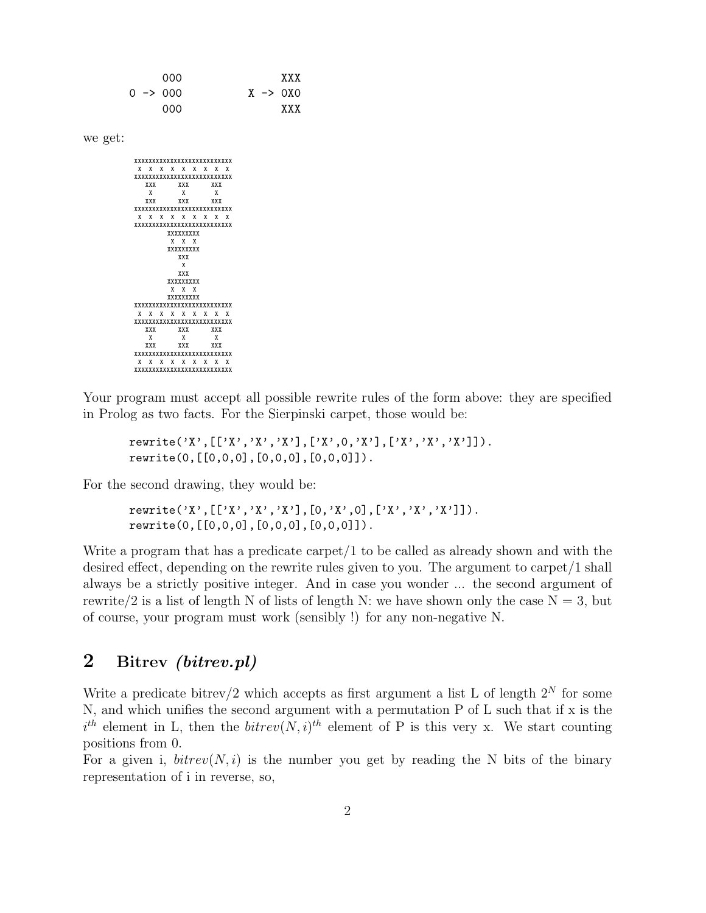```
       000                XXX
  0 -> 000           X -> 0X0
       000                XXX
```

we get:

```
XXXXXXXXXXXXXXXXXXXXXXXXXXX
 X  X  X  X  X  X  X  X  X
XXXXXXXXXXXXXXXXXXXXXXXXXXX
   XXX      XXX      XXX
    X        X        X
   XXX      XXX      XXX
XXXXXXXXXXXXXXXXXXXXXXXXXXX
 X  X  X  X  X  X  X  X  X
XXXXXXXXXXXXXXXXXXXXXXXXXXX
         XXXXXXXXX
          X  X  X
         XXXXXXXXX
            XXX
             X
            XXX
         XXXXXXXXX
          X  X  X
         XXXXXXXXX
XXXXXXXXXXXXXXXXXXXXXXXXXXX
 X  X  X  X  X  X  X  X  X
XXXXXXXXXXXXXXXXXXXXXXXXXXX
   XXX      XXX      XXX
    X        X        X
   XXX      XXX      XXX
XXXXXXXXXXXXXXXXXXXXXXXXXXX
 X  X  X  X  X  X  X  X  X
XXXXXXXXXXXXXXXXXXXXXXXXXXX
```

Your program must accept all possible rewrite rules of the form above: they are specified in Prolog as two facts. For the Sierpinski carpet, those would be:

```
rewrite('X',[['X','X','X'],['X',0,'X'],['X','X','X']]).
rewrite(0,[[0,0,0],[0,0,0],[0,0,0]]).
```

For the second drawing, they would be:

```
rewrite('X',[['X','X','X'],[0,'X',0],['X','X','X']]).
rewrite(0,[[0,0,0],[0,0,0],[0,0,0]]).
```

Write a program that has a predicate carpet/1 to be called as already shown and with the desired effect, depending on the rewrite rules given to you. The argument to carpet/1 shall always be a strictly positive integer. And in case you wonder ... the second argument of rewrite/2 is a list of length N of lists of length N: we have shown only the case N = 3, but of course, your program must work (sensibly !) for any non-negative N.

## 2 Bitrev *(bitrev.pl)*

Write a predicate bitrev/2 which accepts as first argument a list L of length $2^N$ for some N, and which unifies the second argument with a permutation P of L such that if x is the $i^{th}$ element in L, then the $bitrev(N,i)^{th}$ element of P is this very x. We start counting positions from 0.
For a given i, $bitrev(N,i)$ is the number you get by reading the N bits of the binary representation of i in reverse, so,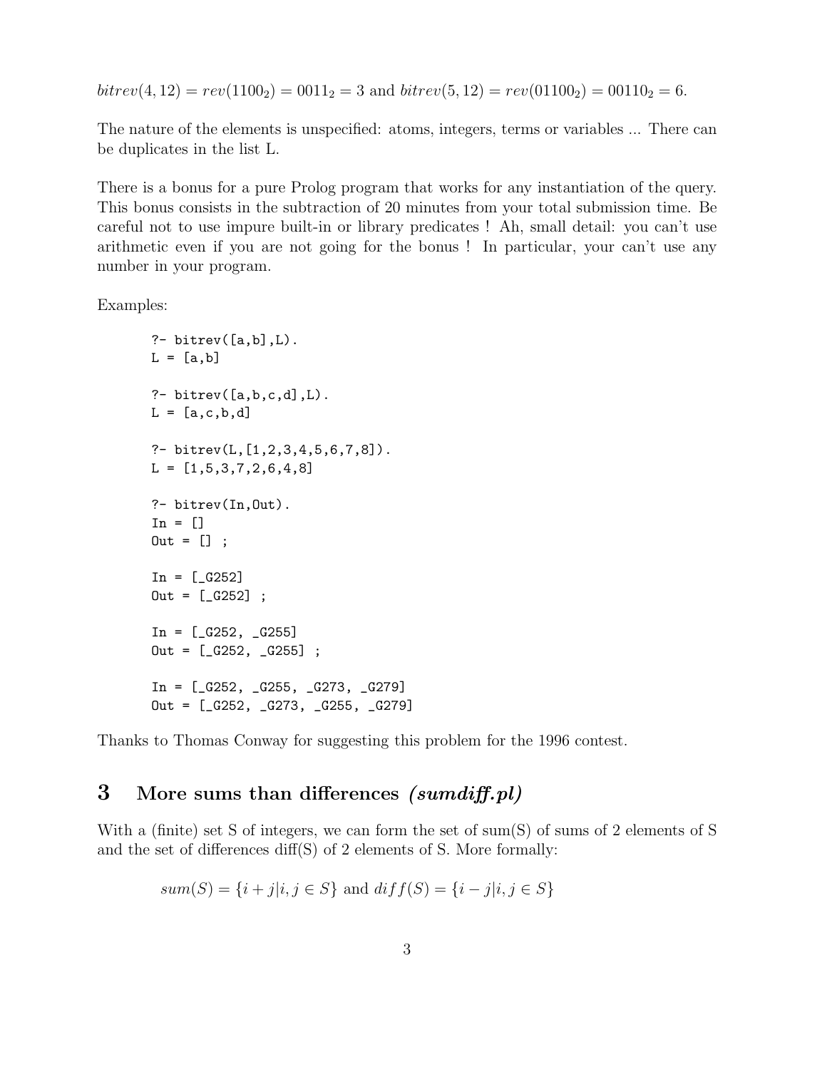$bitrev(4, 12) = rev(1100_2) = 0011_2 = 3$ and $bitrev(5, 12) = rev(01100_2) = 00110_2 = 6$.

The nature of the elements is unspecified: atoms, integers, terms or variables ... There can be duplicates in the list L.

There is a bonus for a pure Prolog program that works for any instantiation of the query. This bonus consists in the subtraction of 20 minutes from your total submission time. Be careful not to use impure built-in or library predicates ! Ah, small detail: you can't use arithmetic even if you are not going for the bonus ! In particular, your can't use any number in your program.

Examples:

```
?- bitrev([a,b],L).
L = [a,b]

?- bitrev([a,b,c,d],L).
L = [a,c,b,d]

?- bitrev(L,[1,2,3,4,5,6,7,8]).
L = [1,5,3,7,2,6,4,8]

?- bitrev(In,Out).
In = []
Out = [] ;

In = [_G252]
Out = [_G252] ;

In = [_G252, _G255]
Out = [_G252, _G255] ;

In = [_G252, _G255, _G273, _G279]
Out = [_G252, _G273, _G255, _G279]
```

Thanks to Thomas Conway for suggesting this problem for the 1996 contest.

## 3 More sums than differences *(sumdiff.pl)*

With a (finite) set S of integers, we can form the set of sum(S) of sums of 2 elements of S and the set of differences diff(S) of 2 elements of S. More formally:

$$sum(S) = \{i + j | i, j \in S\} \text{ and } diff(S) = \{i - j | i, j \in S\}$$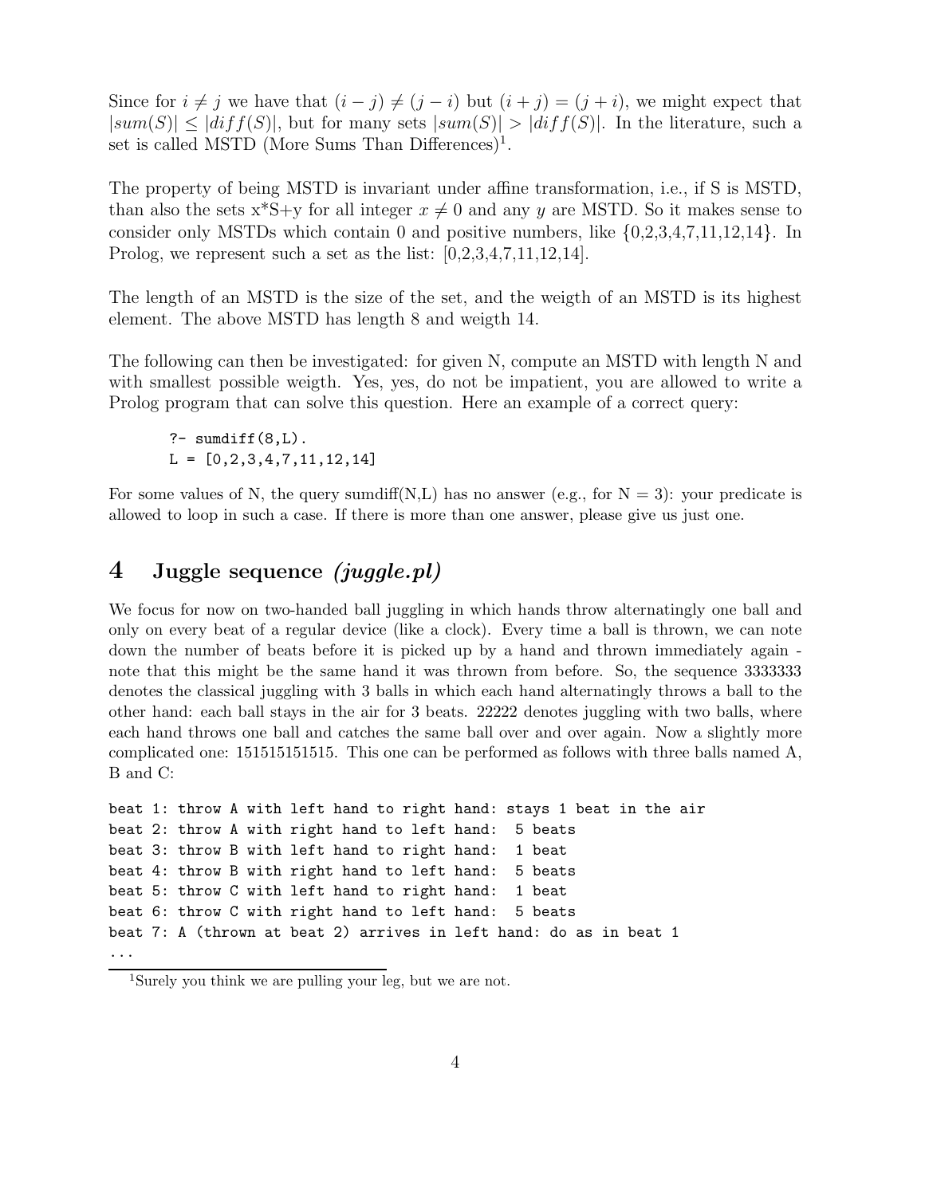Since for $i \neq j$ we have that $(i-j) \neq (j-i)$ but $(i+j) = (j+i)$, we might expect that $|sum(S)| \leq |diff(S)|$, but for many sets $|sum(S)| > |diff(S)|$. In the literature, such a set is called MSTD (More Sums Than Differences)[1].

The property of being MSTD is invariant under affine transformation, i.e., if S is MSTD, than also the sets x*S+y for all integer $x \neq 0$ and any $y$ are MSTD. So it makes sense to consider only MSTDs which contain 0 and positive numbers, like {0,2,3,4,7,11,12,14}. In Prolog, we represent such a set as the list: [0,2,3,4,7,11,12,14].

The length of an MSTD is the size of the set, and the weigth of an MSTD is its highest element. The above MSTD has length 8 and weigth 14.

The following can then be investigated: for given N, compute an MSTD with length N and with smallest possible weigth. Yes, yes, do not be impatient, you are allowed to write a Prolog program that can solve this question. Here an example of a correct query:

```
?- sumdiff(8,L).
L = [0,2,3,4,7,11,12,14]
```

For some values of N, the query sumdiff(N,L) has no answer (e.g., for N = 3): your predicate is allowed to loop in such a case. If there is more than one answer, please give us just one.

## 4 Juggle sequence *(juggle.pl)*

We focus for now on two-handed ball juggling in which hands throw alternatingly one ball and only on every beat of a regular device (like a clock). Every time a ball is thrown, we can note down the number of beats before it is picked up by a hand and thrown immediately again - note that this might be the same hand it was thrown from before. So, the sequence 3333333 denotes the classical juggling with 3 balls in which each hand alternatingly throws a ball to the other hand: each ball stays in the air for 3 beats. 22222 denotes juggling with two balls, where each hand throws one ball and catches the same ball over and over again. Now a slightly more complicated one: 151515151515. This one can be performed as follows with three balls named A, B and C:

```
beat 1: throw A with left hand to right hand: stays 1 beat in the air
beat 2: throw A with right hand to left hand:  5 beats
beat 3: throw B with left hand to right hand:  1 beat
beat 4: throw B with right hand to left hand:  5 beats
beat 5: throw C with left hand to right hand:  1 beat
beat 6: throw C with right hand to left hand:  5 beats
beat 7: A (thrown at beat 2) arrives in left hand: do as in beat 1
...
```

[1] Surely you think we are pulling your leg, but we are not.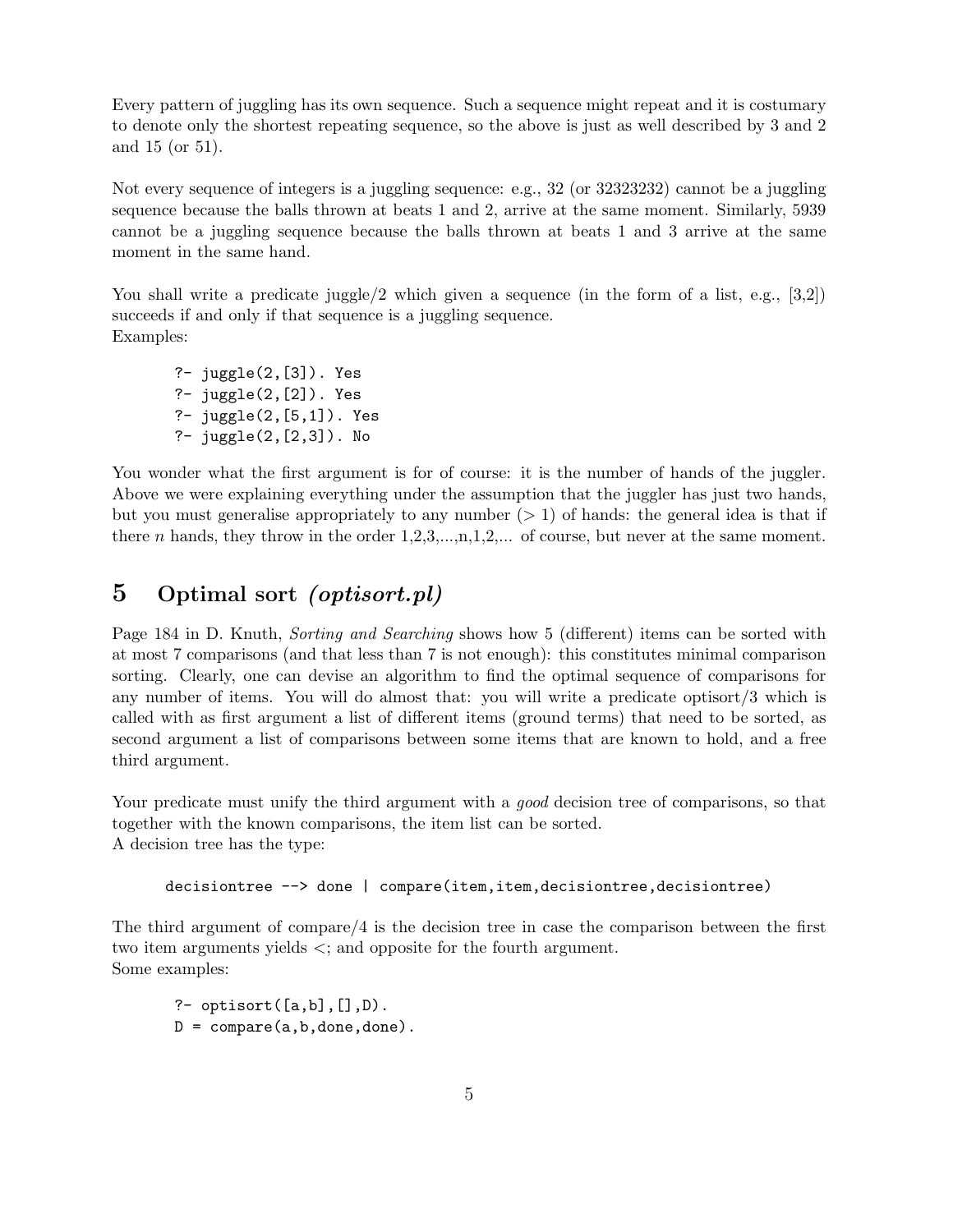Every pattern of juggling has its own sequence. Such a sequence might repeat and it is costumary to denote only the shortest repeating sequence, so the above is just as well described by 3 and 2 and 15 (or 51).

Not every sequence of integers is a juggling sequence: e.g., 32 (or 32323232) cannot be a juggling sequence because the balls thrown at beats 1 and 2, arrive at the same moment. Similarly, 5939 cannot be a juggling sequence because the balls thrown at beats 1 and 3 arrive at the same moment in the same hand.

You shall write a predicate juggle/2 which given a sequence (in the form of a list, e.g., [3,2]) succeeds if and only if that sequence is a juggling sequence.
Examples:

```
?- juggle(2,[3]). Yes
?- juggle(2,[2]). Yes
?- juggle(2,[5,1]). Yes
?- juggle(2,[2,3]). No
```

You wonder what the first argument is for of course: it is the number of hands of the juggler. Above we were explaining everything under the assumption that the juggler has just two hands, but you must generalise appropriately to any number (> 1) of hands: the general idea is that if there $n$ hands, they throw in the order 1,2,3,...,n,1,2,... of course, but never at the same moment.

## 5 Optimal sort *(optisort.pl)*

Page 184 in D. Knuth, *Sorting and Searching* shows how 5 (different) items can be sorted with at most 7 comparisons (and that less than 7 is not enough): this constitutes minimal comparison sorting. Clearly, one can devise an algorithm to find the optimal sequence of comparisons for any number of items. You will do almost that: you will write a predicate optisort/3 which is called with as first argument a list of different items (ground terms) that need to be sorted, as second argument a list of comparisons between some items that are known to hold, and a free third argument.

Your predicate must unify the third argument with a *good* decision tree of comparisons, so that together with the known comparisons, the item list can be sorted.
A decision tree has the type:

```
decisiontree --> done | compare(item,item,decisiontree,decisiontree)
```

The third argument of compare/4 is the decision tree in case the comparison between the first two item arguments yields <; and opposite for the fourth argument.
Some examples:

```
?- optisort([a,b],[],D).
D = compare(a,b,done,done).
```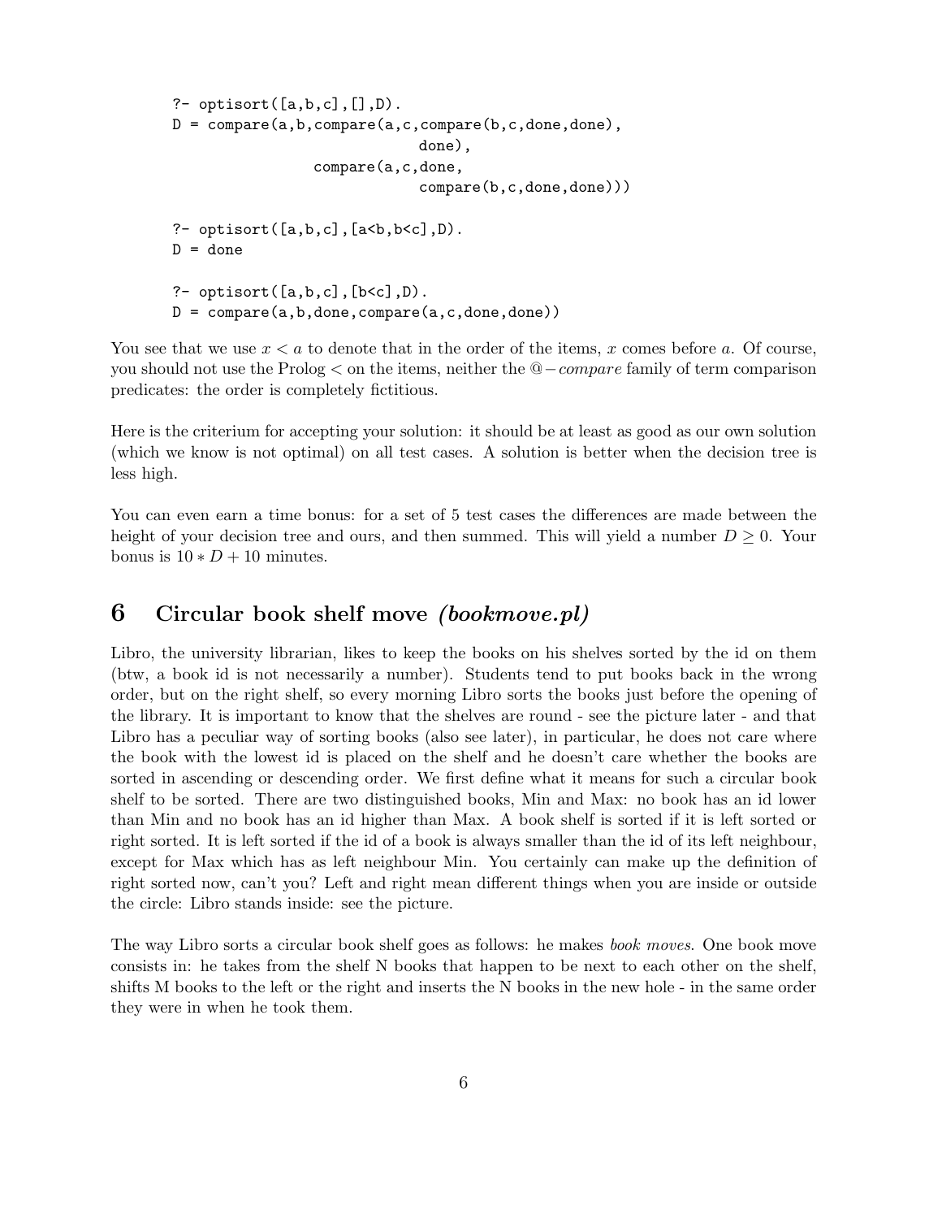```
?- optisort([a,b,c],[],D).
D = compare(a,b,compare(a,c,compare(b,c,done,done),
                              done),
                compare(a,c,done,
                              compare(b,c,done,done)))

?- optisort([a,b,c],[a<b,b<c],D).
D = done

?- optisort([a,b,c],[b<c],D).
D = compare(a,b,done,compare(a,c,done,done))
```

You see that we use $x < a$ to denote that in the order of the items, $x$ comes before $a$. Of course, you should not use the Prolog $<$ on the items, neither the $@-compare$ family of term comparison predicates: the order is completely fictitious.

Here is the criterium for accepting your solution: it should be at least as good as our own solution (which we know is not optimal) on all test cases. A solution is better when the decision tree is less high.

You can even earn a time bonus: for a set of 5 test cases the differences are made between the height of your decision tree and ours, and then summed. This will yield a number $D \geq 0$. Your bonus is $10 * D + 10$ minutes.

## 6 Circular book shelf move *(bookmove.pl)*

Libro, the university librarian, likes to keep the books on his shelves sorted by the id on them (btw, a book id is not necessarily a number). Students tend to put books back in the wrong order, but on the right shelf, so every morning Libro sorts the books just before the opening of the library. It is important to know that the shelves are round - see the picture later - and that Libro has a peculiar way of sorting books (also see later), in particular, he does not care where the book with the lowest id is placed on the shelf and he doesn't care whether the books are sorted in ascending or descending order. We first define what it means for such a circular book shelf to be sorted. There are two distinguished books, Min and Max: no book has an id lower than Min and no book has an id higher than Max. A book shelf is sorted if it is left sorted or right sorted. It is left sorted if the id of a book is always smaller than the id of its left neighbour, except for Max which has as left neighbour Min. You certainly can make up the definition of right sorted now, can't you? Left and right mean different things when you are inside or outside the circle: Libro stands inside: see the picture.

The way Libro sorts a circular book shelf goes as follows: he makes *book moves*. One book move consists in: he takes from the shelf N books that happen to be next to each other on the shelf, shifts M books to the left or the right and inserts the N books in the new hole - in the same order they were in when he took them.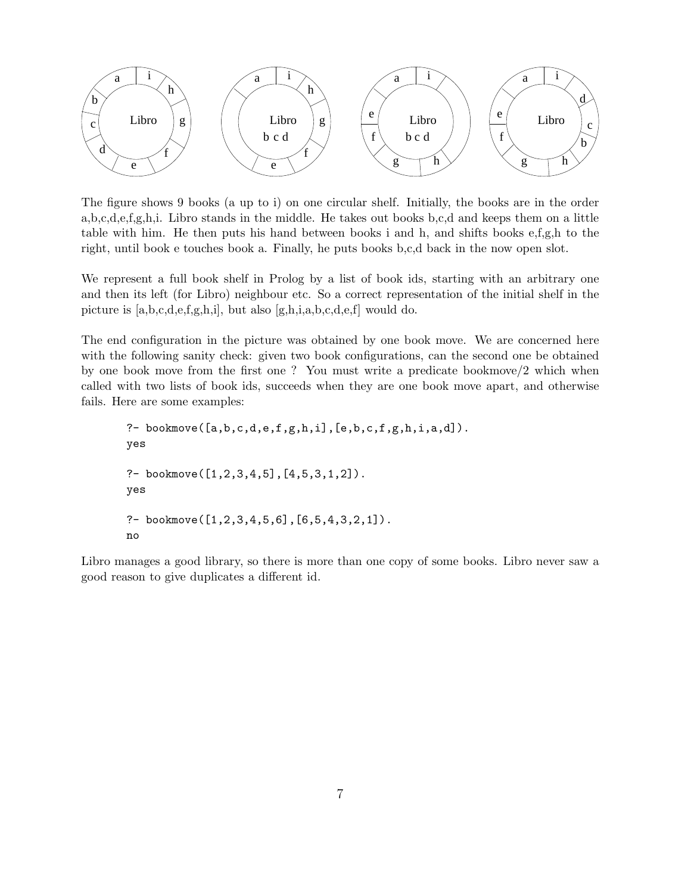a
i
h
g
f
e
d
c
b
Libro

a
i
h
g
f
e
Libro
b c d

a
i
e
f
g
h
Libro
b c d

a
i
d
c
b
h
g
f
e
Libro

The figure shows 9 books (a up to i) on one circular shelf. Initially, the books are in the order a,b,c,d,e,f,g,h,i. Libro stands in the middle. He takes out books b,c,d and keeps them on a little table with him. He then puts his hand between books i and h, and shifts books e,f,g,h to the right, until book e touches book a. Finally, he puts books b,c,d back in the now open slot.

We represent a full book shelf in Prolog by a list of book ids, starting with an arbitrary one and then its left (for Libro) neighbour etc. So a correct representation of the initial shelf in the picture is [a,b,c,d,e,f,g,h,i], but also [g,h,i,a,b,c,d,e,f] would do.

The end configuration in the picture was obtained by one book move. We are concerned here with the following sanity check: given two book configurations, can the second one be obtained by one book move from the first one ? You must write a predicate bookmove/2 which when called with two lists of book ids, succeeds when they are one book move apart, and otherwise fails. Here are some examples:

```
?- bookmove([a,b,c,d,e,f,g,h,i],[e,b,c,f,g,h,i,a,d]).
yes

?- bookmove([1,2,3,4,5],[4,5,3,1,2]).
yes

?- bookmove([1,2,3,4,5,6],[6,5,4,3,2,1]).
no
```

Libro manages a good library, so there is more than one copy of some books. Libro never saw a good reason to give duplicates a different id.